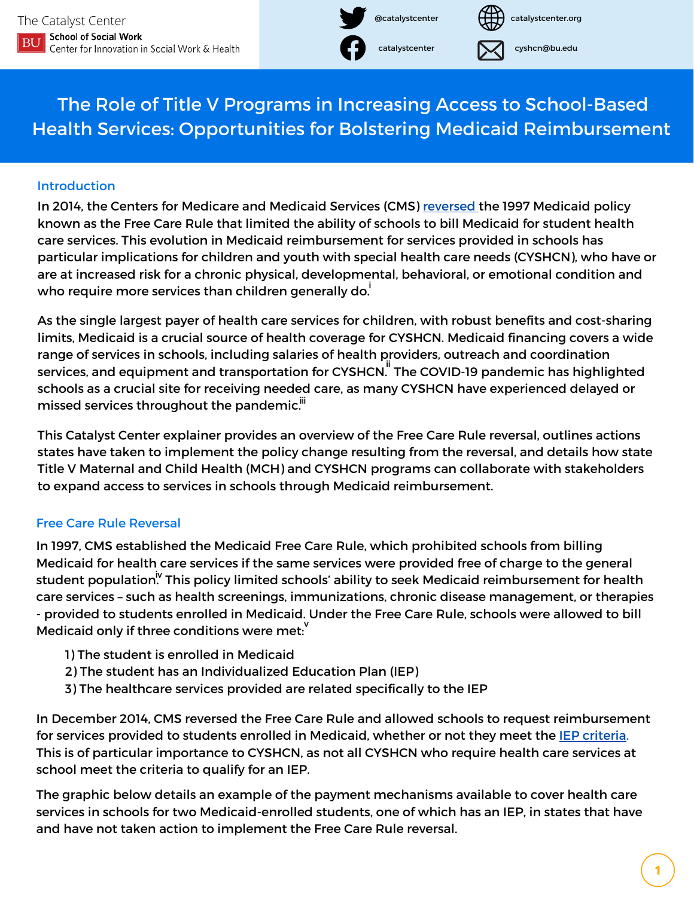The Catalyst Center
BU School of Social Work
Center for Innovation in Social Work & Health

@catalystcenter | catalystcenter.org | catalystcenter | cyshcn@bu.edu

# The Role of Title V Programs in Increasing Access to School-Based Health Services: Opportunities for Bolstering Medicaid Reimbursement

## Introduction

In 2014, the Centers for Medicare and Medicaid Services (CMS) reversed the 1997 Medicaid policy known as the Free Care Rule that limited the ability of schools to bill Medicaid for student health care services. This evolution in Medicaid reimbursement for services provided in schools has particular implications for children and youth with special health care needs (CYSHCN), who have or are at increased risk for a chronic physical, developmental, behavioral, or emotional condition and who require more services than children generally do.[i]

As the single largest payer of health care services for children, with robust benefits and cost-sharing limits, Medicaid is a crucial source of health coverage for CYSHCN. Medicaid financing covers a wide range of services in schools, including salaries of health providers, outreach and coordination services, and equipment and transportation for CYSHCN.[ii] The COVID-19 pandemic has highlighted schools as a crucial site for receiving needed care, as many CYSHCN have experienced delayed or missed services throughout the pandemic.[iii]

This Catalyst Center explainer provides an overview of the Free Care Rule reversal, outlines actions states have taken to implement the policy change resulting from the reversal, and details how state Title V Maternal and Child Health (MCH) and CYSHCN programs can collaborate with stakeholders to expand access to services in schools through Medicaid reimbursement.

## Free Care Rule Reversal

In 1997, CMS established the Medicaid Free Care Rule, which prohibited schools from billing Medicaid for health care services if the same services were provided free of charge to the general student population.[iv] This policy limited schools' ability to seek Medicaid reimbursement for health care services – such as health screenings, immunizations, chronic disease management, or therapies - provided to students enrolled in Medicaid. Under the Free Care Rule, schools were allowed to bill Medicaid only if three conditions were met:[v]

1) The student is enrolled in Medicaid
2) The student has an Individualized Education Plan (IEP)
3) The healthcare services provided are related specifically to the IEP

In December 2014, CMS reversed the Free Care Rule and allowed schools to request reimbursement for services provided to students enrolled in Medicaid, whether or not they meet the IEP criteria. This is of particular importance to CYSHCN, as not all CYSHCN who require health care services at school meet the criteria to qualify for an IEP.

The graphic below details an example of the payment mechanisms available to cover health care services in schools for two Medicaid-enrolled students, one of which has an IEP, in states that have and have not taken action to implement the Free Care Rule reversal.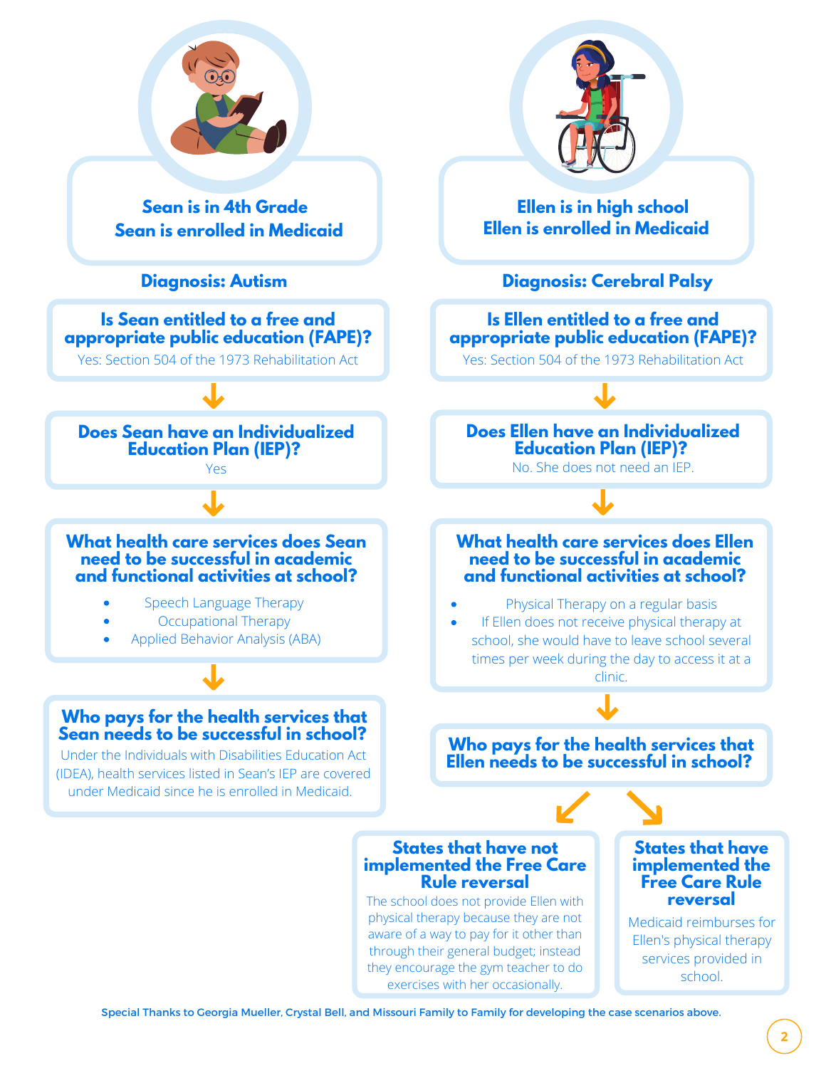## Sean is in 4th Grade
## Sean is enrolled in Medicaid

**Diagnosis: Autism**

### Is Sean entitled to a free and appropriate public education (FAPE)?

Yes: Section 504 of the 1973 Rehabilitation Act

### Does Sean have an Individualized Education Plan (IEP)?

Yes

### What health care services does Sean need to be successful in academic and functional activities at school?

- Speech Language Therapy
- Occupational Therapy
- Applied Behavior Analysis (ABA)

### Who pays for the health services that Sean needs to be successful in school?

Under the Individuals with Disabilities Education Act (IDEA), health services listed in Sean's IEP are covered under Medicaid since he is enrolled in Medicaid.

## Ellen is in high school
## Ellen is enrolled in Medicaid

**Diagnosis: Cerebral Palsy**

### Is Ellen entitled to a free and appropriate public education (FAPE)?

Yes: Section 504 of the 1973 Rehabilitation Act

### Does Ellen have an Individualized Education Plan (IEP)?

No. She does not need an IEP.

### What health care services does Ellen need to be successful in academic and functional activities at school?

- Physical Therapy on a regular basis
- If Ellen does not receive physical therapy at school, she would have to leave school several times per week during the day to access it at a clinic.

### Who pays for the health services that Ellen needs to be successful in school?

#### States that have not implemented the Free Care Rule reversal

The school does not provide Ellen with physical therapy because they are not aware of a way to pay for it other than through their general budget; instead they encourage the gym teacher to do exercises with her occasionally.

#### States that have implemented the Free Care Rule reversal

Medicaid reimburses for Ellen's physical therapy services provided in school.

Special Thanks to Georgia Mueller, Crystal Bell, and Missouri Family to Family for developing the case scenarios above.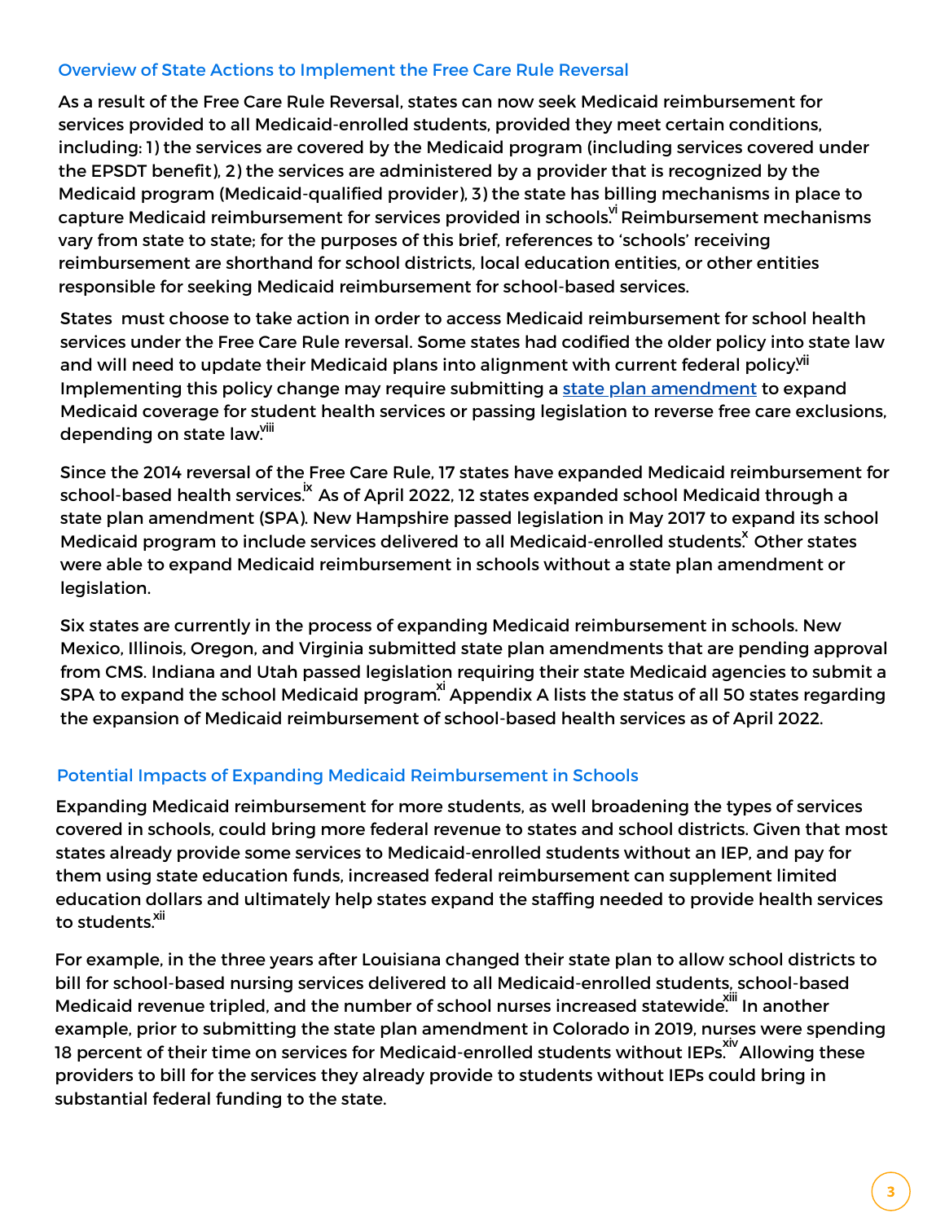## Overview of State Actions to Implement the Free Care Rule Reversal

As a result of the Free Care Rule Reversal, states can now seek Medicaid reimbursement for services provided to all Medicaid-enrolled students, provided they meet certain conditions, including: 1) the services are covered by the Medicaid program (including services covered under the EPSDT benefit), 2) the services are administered by a provider that is recognized by the Medicaid program (Medicaid-qualified provider), 3) the state has billing mechanisms in place to capture Medicaid reimbursement for services provided in schools.[vi] Reimbursement mechanisms vary from state to state; for the purposes of this brief, references to 'schools' receiving reimbursement are shorthand for school districts, local education entities, or other entities responsible for seeking Medicaid reimbursement for school-based services.

States must choose to take action in order to access Medicaid reimbursement for school health services under the Free Care Rule reversal. Some states had codified the older policy into state law and will need to update their Medicaid plans into alignment with current federal policy.[vii] Implementing this policy change may require submitting a state plan amendment to expand Medicaid coverage for student health services or passing legislation to reverse free care exclusions, depending on state law.[viii]

Since the 2014 reversal of the Free Care Rule, 17 states have expanded Medicaid reimbursement for school-based health services.[ix] As of April 2022, 12 states expanded school Medicaid through a state plan amendment (SPA). New Hampshire passed legislation in May 2017 to expand its school Medicaid program to include services delivered to all Medicaid-enrolled students.[x] Other states were able to expand Medicaid reimbursement in schools without a state plan amendment or legislation.

Six states are currently in the process of expanding Medicaid reimbursement in schools. New Mexico, Illinois, Oregon, and Virginia submitted state plan amendments that are pending approval from CMS. Indiana and Utah passed legislation requiring their state Medicaid agencies to submit a SPA to expand the school Medicaid program.[xi] Appendix A lists the status of all 50 states regarding the expansion of Medicaid reimbursement of school-based health services as of April 2022.

## Potential Impacts of Expanding Medicaid Reimbursement in Schools

Expanding Medicaid reimbursement for more students, as well broadening the types of services covered in schools, could bring more federal revenue to states and school districts. Given that most states already provide some services to Medicaid-enrolled students without an IEP, and pay for them using state education funds, increased federal reimbursement can supplement limited education dollars and ultimately help states expand the staffing needed to provide health services to students.[xii]

For example, in the three years after Louisiana changed their state plan to allow school districts to bill for school-based nursing services delivered to all Medicaid-enrolled students, school-based Medicaid revenue tripled, and the number of school nurses increased statewide.[xiii] In another example, prior to submitting the state plan amendment in Colorado in 2019, nurses were spending 18 percent of their time on services for Medicaid-enrolled students without IEPs.[xiv] Allowing these providers to bill for the services they already provide to students without IEPs could bring in substantial federal funding to the state.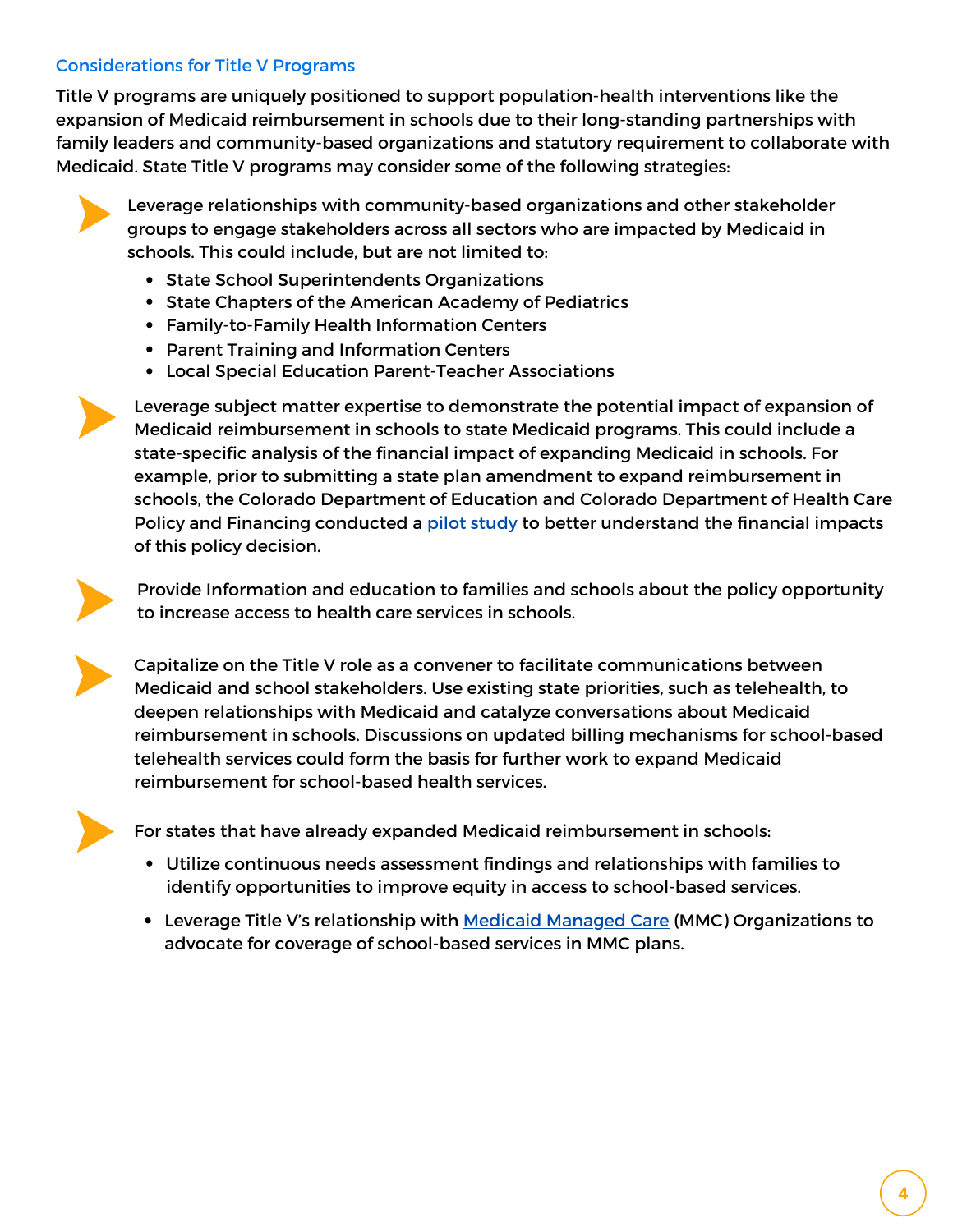## Considerations for Title V Programs

Title V programs are uniquely positioned to support population-health interventions like the expansion of Medicaid reimbursement in schools due to their long-standing partnerships with family leaders and community-based organizations and statutory requirement to collaborate with Medicaid. State Title V programs may consider some of the following strategies:

- Leverage relationships with community-based organizations and other stakeholder groups to engage stakeholders across all sectors who are impacted by Medicaid in schools. This could include, but are not limited to:
  - State School Superintendents Organizations
  - State Chapters of the American Academy of Pediatrics
  - Family-to-Family Health Information Centers
  - Parent Training and Information Centers
  - Local Special Education Parent-Teacher Associations

- Leverage subject matter expertise to demonstrate the potential impact of expansion of Medicaid reimbursement in schools to state Medicaid programs. This could include a state-specific analysis of the financial impact of expanding Medicaid in schools. For example, prior to submitting a state plan amendment to expand reimbursement in schools, the Colorado Department of Education and Colorado Department of Health Care Policy and Financing conducted a pilot study to better understand the financial impacts of this policy decision.

- Provide Information and education to families and schools about the policy opportunity to increase access to health care services in schools.

- Capitalize on the Title V role as a convener to facilitate communications between Medicaid and school stakeholders. Use existing state priorities, such as telehealth, to deepen relationships with Medicaid and catalyze conversations about Medicaid reimbursement in schools. Discussions on updated billing mechanisms for school-based telehealth services could form the basis for further work to expand Medicaid reimbursement for school-based health services.

- For states that have already expanded Medicaid reimbursement in schools:
  - Utilize continuous needs assessment findings and relationships with families to identify opportunities to improve equity in access to school-based services.
  - Leverage Title V's relationship with Medicaid Managed Care (MMC) Organizations to advocate for coverage of school-based services in MMC plans.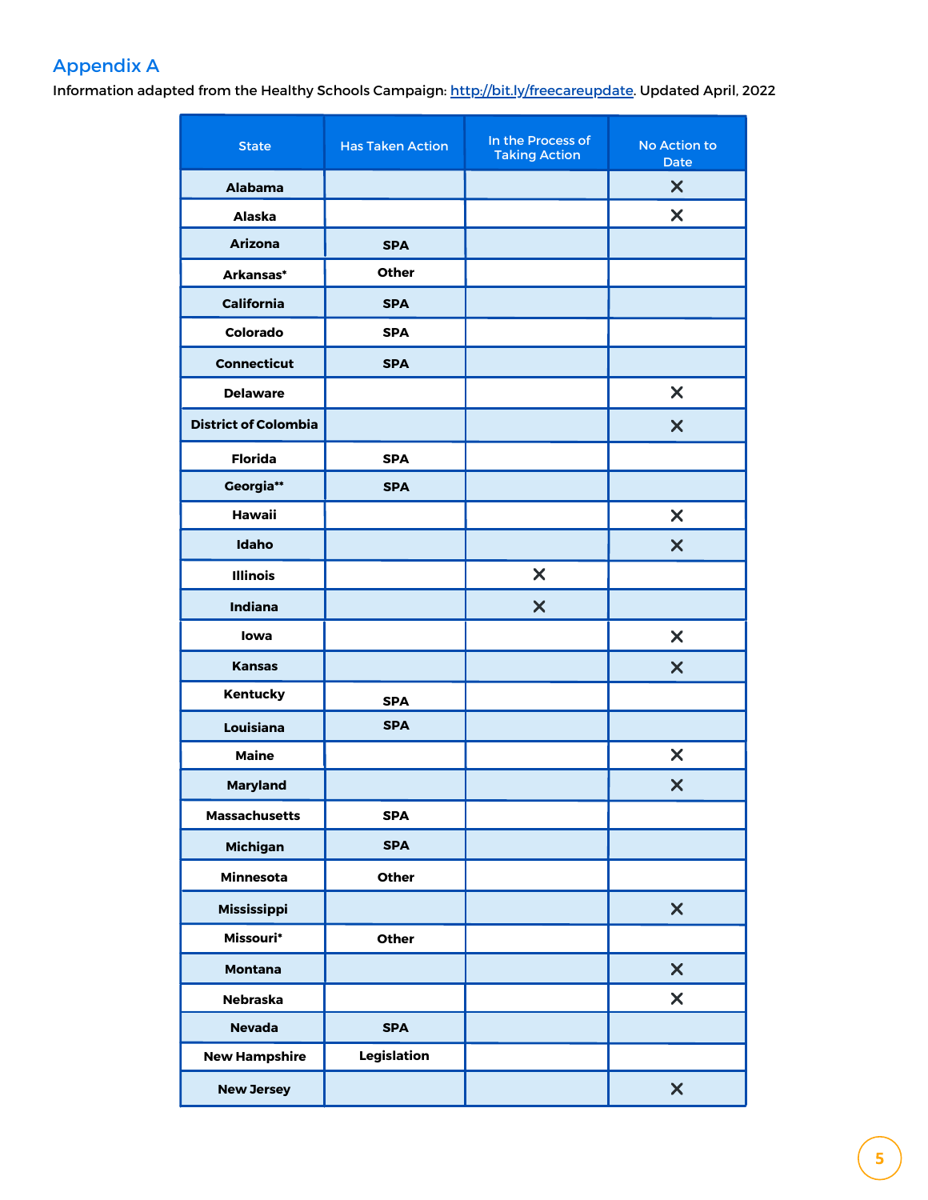## Appendix A

Information adapted from the Healthy Schools Campaign: http://bit.ly/freecareupdate. Updated April, 2022

| State | Has Taken Action | In the Process of Taking Action | No Action to Date |
|---|---|---|---|
| Alabama | | | × |
| Alaska | | | × |
| Arizona | SPA | | |
| Arkansas* | Other | | |
| California | SPA | | |
| Colorado | SPA | | |
| Connecticut | SPA | | |
| Delaware | | | × |
| District of Colombia | | | × |
| Florida | SPA | | |
| Georgia** | SPA | | |
| Hawaii | | | × |
| Idaho | | | × |
| Illinois | | × | |
| Indiana | | × | |
| Iowa | | | × |
| Kansas | | | × |
| Kentucky | SPA | | |
| Louisiana | SPA | | |
| Maine | | | × |
| Maryland | | | × |
| Massachusetts | SPA | | |
| Michigan | SPA | | |
| Minnesota | Other | | |
| Mississippi | | | × |
| Missouri* | Other | | |
| Montana | | | × |
| Nebraska | | | × |
| Nevada | SPA | | |
| New Hampshire | Legislation | | |
| New Jersey | | | × |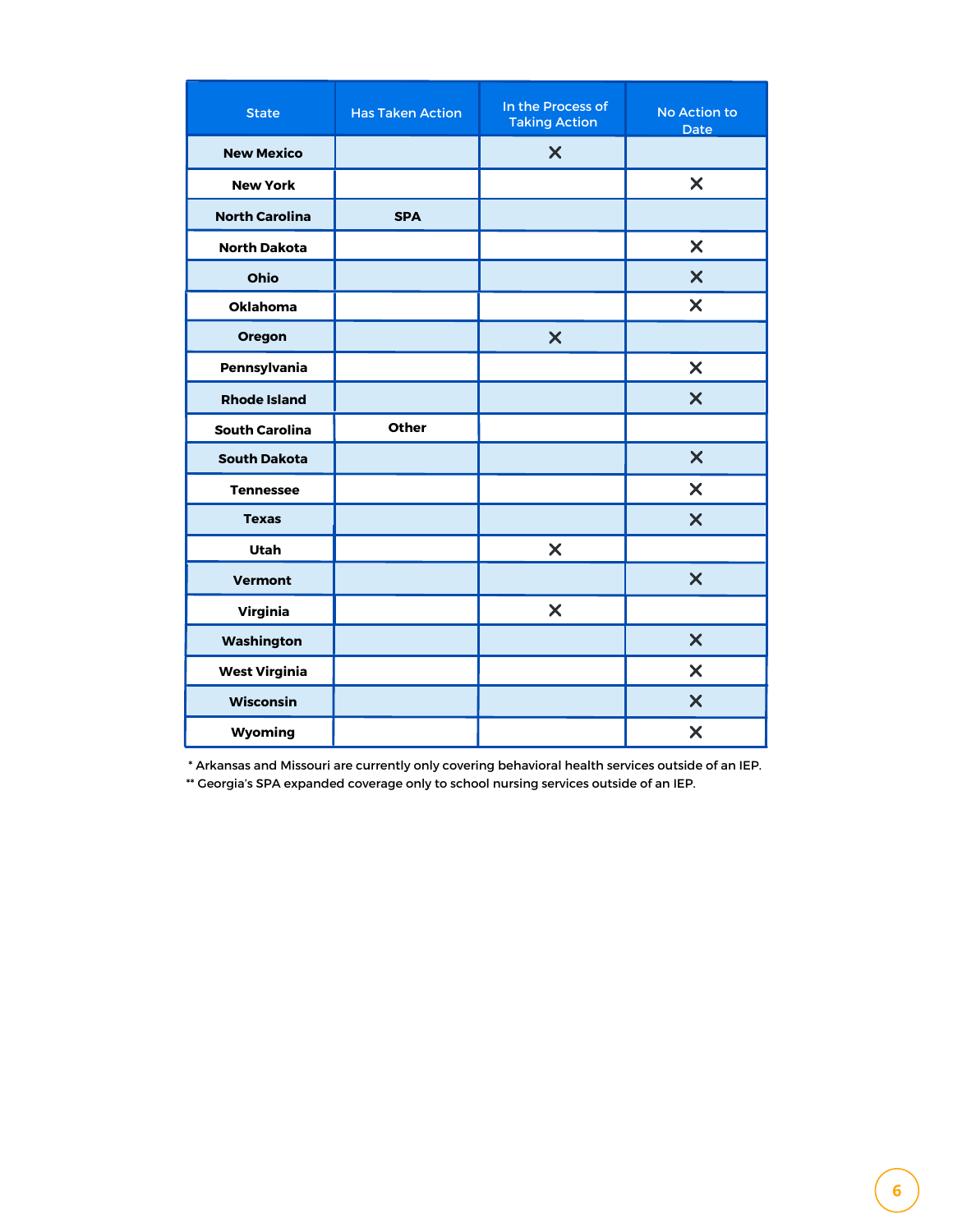| State | Has Taken Action | In the Process of Taking Action | No Action to Date |
|---|---|---|---|
| New Mexico | | X | |
| New York | | | X |
| North Carolina | SPA | | |
| North Dakota | | | X |
| Ohio | | | X |
| Oklahoma | | | X |
| Oregon | | X | |
| Pennsylvania | | | X |
| Rhode Island | | | X |
| South Carolina | Other | | |
| South Dakota | | | X |
| Tennessee | | | X |
| Texas | | | X |
| Utah | | X | |
| Vermont | | | X |
| Virginia | | X | |
| Washington | | | X |
| West Virginia | | | X |
| Wisconsin | | | X |
| Wyoming | | | X |

* Arkansas and Missouri are currently only covering behavioral health services outside of an IEP.

** Georgia's SPA expanded coverage only to school nursing services outside of an IEP.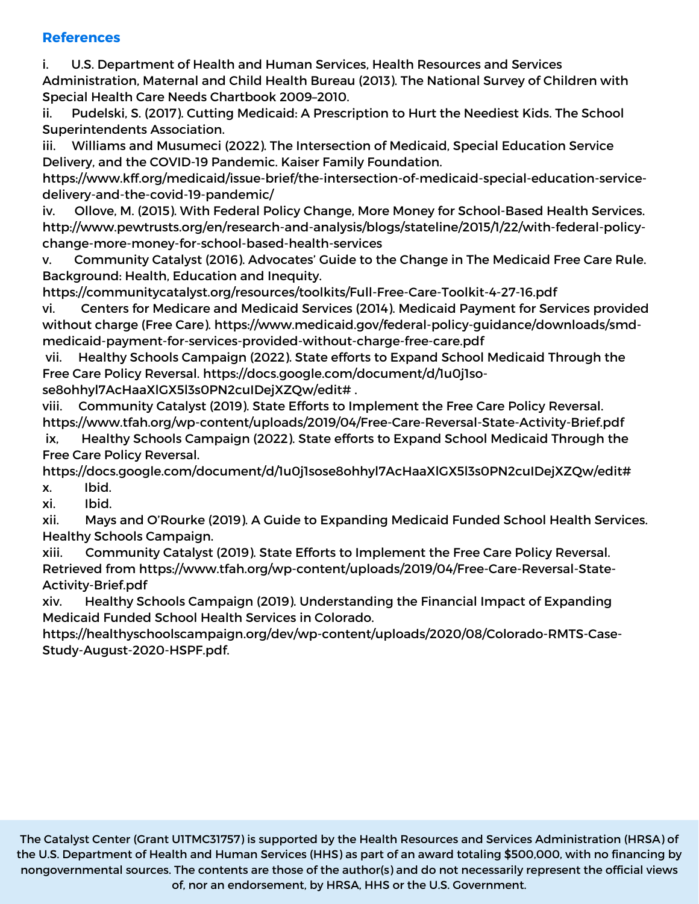## References

i. U.S. Department of Health and Human Services, Health Resources and Services Administration, Maternal and Child Health Bureau (2013). The National Survey of Children with Special Health Care Needs Chartbook 2009–2010.

ii. Pudelski, S. (2017). Cutting Medicaid: A Prescription to Hurt the Neediest Kids. The School Superintendents Association.

iii. Williams and Musumeci (2022). The Intersection of Medicaid, Special Education Service Delivery, and the COVID-19 Pandemic. Kaiser Family Foundation. https://www.kff.org/medicaid/issue-brief/the-intersection-of-medicaid-special-education-service-delivery-and-the-covid-19-pandemic/

iv. Ollove, M. (2015). With Federal Policy Change, More Money for School-Based Health Services. http://www.pewtrusts.org/en/research-and-analysis/blogs/stateline/2015/1/22/with-federal-policy-change-more-money-for-school-based-health-services

v. Community Catalyst (2016). Advocates' Guide to the Change in The Medicaid Free Care Rule. Background: Health, Education and Inequity. https://communitycatalyst.org/resources/toolkits/Full-Free-Care-Toolkit-4-27-16.pdf

vi. Centers for Medicare and Medicaid Services (2014). Medicaid Payment for Services provided without charge (Free Care). https://www.medicaid.gov/federal-policy-guidance/downloads/smd-medicaid-payment-for-services-provided-without-charge-free-care.pdf

vii. Healthy Schools Campaign (2022). State efforts to Expand School Medicaid Through the Free Care Policy Reversal. https://docs.google.com/document/d/1u0j1so-se8ohhyl7AcHaaXlGX5l3s0PN2cuIDejXZQw/edit# .

viii. Community Catalyst (2019). State Efforts to Implement the Free Care Policy Reversal. https://www.tfah.org/wp-content/uploads/2019/04/Free-Care-Reversal-State-Activity-Brief.pdf

ix, Healthy Schools Campaign (2022). State efforts to Expand School Medicaid Through the Free Care Policy Reversal. https://docs.google.com/document/d/1u0j1sose8ohhyl7AcHaaXlGX5l3s0PN2cuIDejXZQw/edit#

x. Ibid.

xi. Ibid.

xii. Mays and O'Rourke (2019). A Guide to Expanding Medicaid Funded School Health Services. Healthy Schools Campaign.

xiii. Community Catalyst (2019). State Efforts to Implement the Free Care Policy Reversal. Retrieved from https://www.tfah.org/wp-content/uploads/2019/04/Free-Care-Reversal-State-Activity-Brief.pdf

xiv. Healthy Schools Campaign (2019). Understanding the Financial Impact of Expanding Medicaid Funded School Health Services in Colorado. https://healthyschoolscampaign.org/dev/wp-content/uploads/2020/08/Colorado-RMTS-Case-Study-August-2020-HSPF.pdf.

The Catalyst Center (Grant U1TMC31757) is supported by the Health Resources and Services Administration (HRSA) of the U.S. Department of Health and Human Services (HHS) as part of an award totaling $500,000, with no financing by nongovernmental sources. The contents are those of the author(s) and do not necessarily represent the official views of, nor an endorsement, by HRSA, HHS or the U.S. Government.